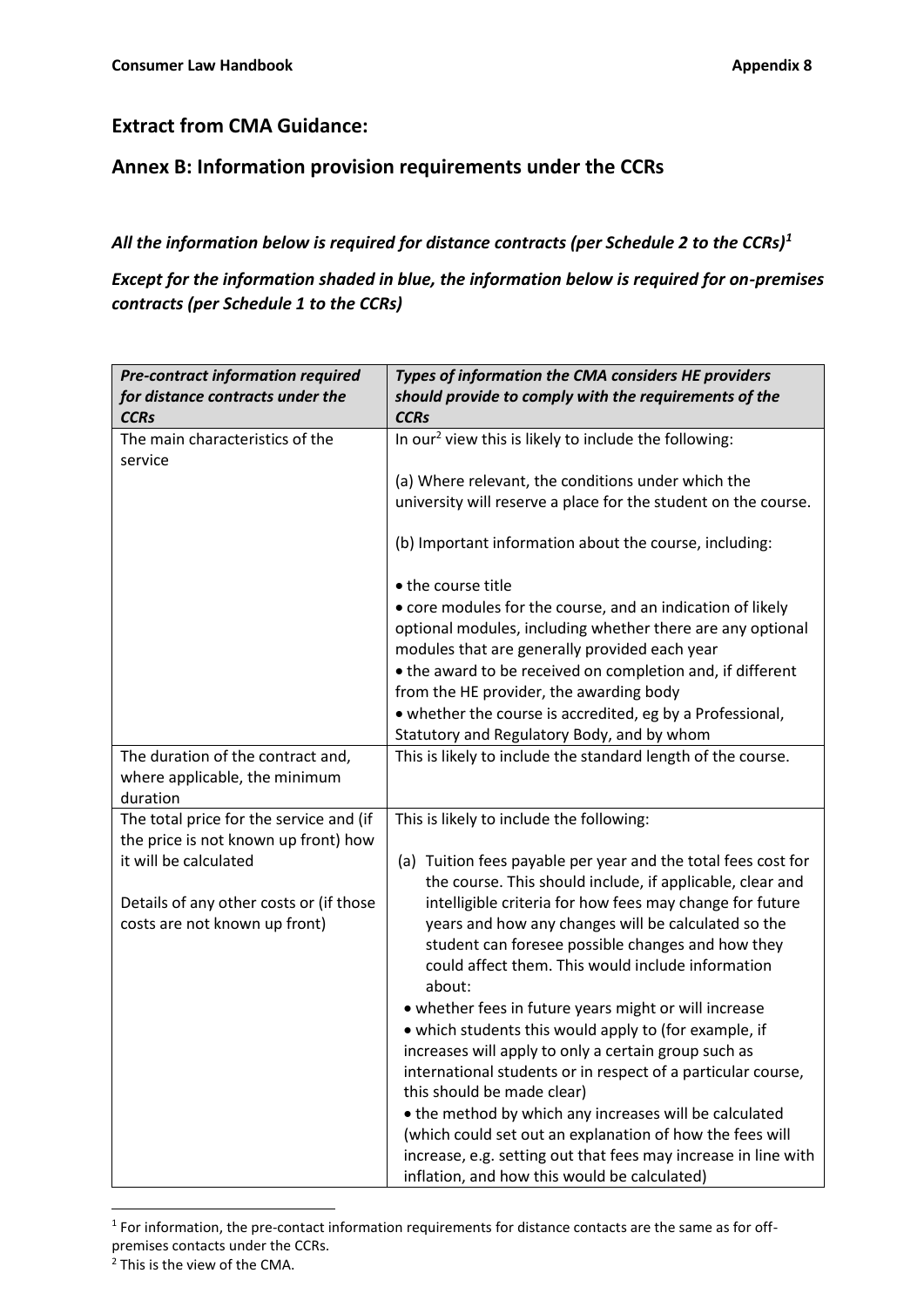## Extract from CMA Guidance:

## Annex B: Information provision requirements under the CCRs

***All the information below is required for distance contracts (per Schedule 2 to the CCRs)[1]***

***Except for the information shaded in blue, the information below is required for on-premises contracts (per Schedule 1 to the CCRs)***

| ***Pre-contract information required for distance contracts under the CCRs*** | ***Types of information the CMA considers HE providers should provide to comply with the requirements of the CCRs*** |
|---|---|
| The main characteristics of the service | In our[2] view this is likely to include the following:<br><br>(a) Where relevant, the conditions under which the university will reserve a place for the student on the course.<br><br>(b) Important information about the course, including:<br><br>• the course title<br>• core modules for the course, and an indication of likely optional modules, including whether there are any optional modules that are generally provided each year<br>• the award to be received on completion and, if different from the HE provider, the awarding body<br>• whether the course is accredited, eg by a Professional, Statutory and Regulatory Body, and by whom |
| The duration of the contract and, where applicable, the minimum duration | This is likely to include the standard length of the course. |
| The total price for the service and (if the price is not known up front) how it will be calculated<br><br>Details of any other costs or (if those costs are not known up front) | This is likely to include the following:<br><br>(a) Tuition fees payable per year and the total fees cost for the course. This should include, if applicable, clear and intelligible criteria for how fees may change for future years and how any changes will be calculated so the student can foresee possible changes and how they could affect them. This would include information about:<br>• whether fees in future years might or will increase<br>• which students this would apply to (for example, if increases will apply to only a certain group such as international students or in respect of a particular course, this should be made clear)<br>• the method by which any increases will be calculated (which could set out an explanation of how the fees will increase, e.g. setting out that fees may increase in line with inflation, and how this would be calculated) |

[1] For information, the pre-contact information requirements for distance contacts are the same as for off-premises contacts under the CCRs.

[2] This is the view of the CMA.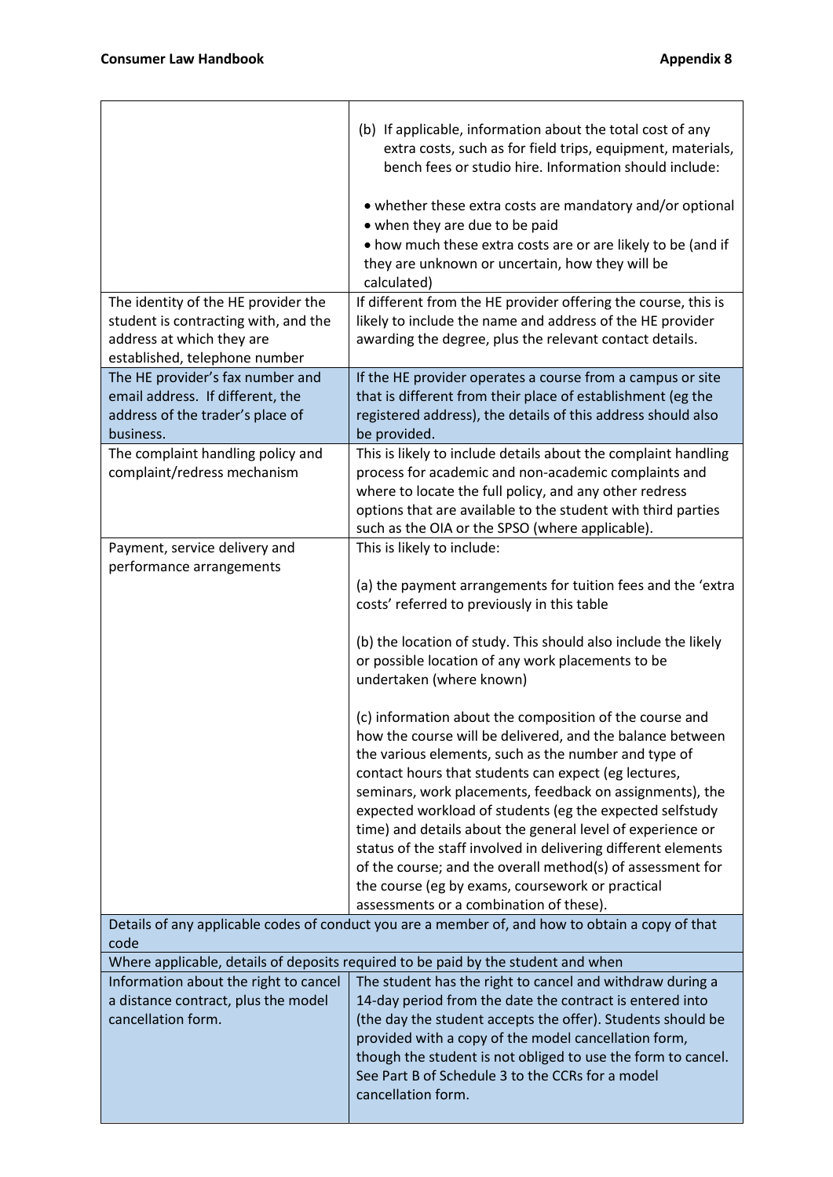| | |
|---|---|
| | (b) If applicable, information about the total cost of any extra costs, such as for field trips, equipment, materials, bench fees or studio hire. Information should include:<br><br>• whether these extra costs are mandatory and/or optional<br>• when they are due to be paid<br>• how much these extra costs are or are likely to be (and if they are unknown or uncertain, how they will be calculated) |
| The identity of the HE provider the student is contracting with, and the address at which they are established, telephone number | If different from the HE provider offering the course, this is likely to include the name and address of the HE provider awarding the degree, plus the relevant contact details. |
| The HE provider's fax number and email address. If different, the address of the trader's place of business. | If the HE provider operates a course from a campus or site that is different from their place of establishment (eg the registered address), the details of this address should also be provided. |
| The complaint handling policy and complaint/redress mechanism | This is likely to include details about the complaint handling process for academic and non-academic complaints and where to locate the full policy, and any other redress options that are available to the student with third parties such as the OIA or the SPSO (where applicable). |
| Payment, service delivery and performance arrangements | This is likely to include:<br><br>(a) the payment arrangements for tuition fees and the 'extra costs' referred to previously in this table<br><br>(b) the location of study. This should also include the likely or possible location of any work placements to be undertaken (where known)<br><br>(c) information about the composition of the course and how the course will be delivered, and the balance between the various elements, such as the number and type of contact hours that students can expect (eg lectures, seminars, work placements, feedback on assignments), the expected workload of students (eg the expected selfstudy time) and details about the general level of experience or status of the staff involved in delivering different elements of the course; and the overall method(s) of assessment for the course (eg by exams, coursework or practical assessments or a combination of these). |
| Details of any applicable codes of conduct you are a member of, and how to obtain a copy of that code | |
| Where applicable, details of deposits required to be paid by the student and when | |
| Information about the right to cancel a distance contract, plus the model cancellation form. | The student has the right to cancel and withdraw during a 14-day period from the date the contract is entered into (the day the student accepts the offer). Students should be provided with a copy of the model cancellation form, though the student is not obliged to use the form to cancel. See Part B of Schedule 3 to the CCRs for a model cancellation form. |